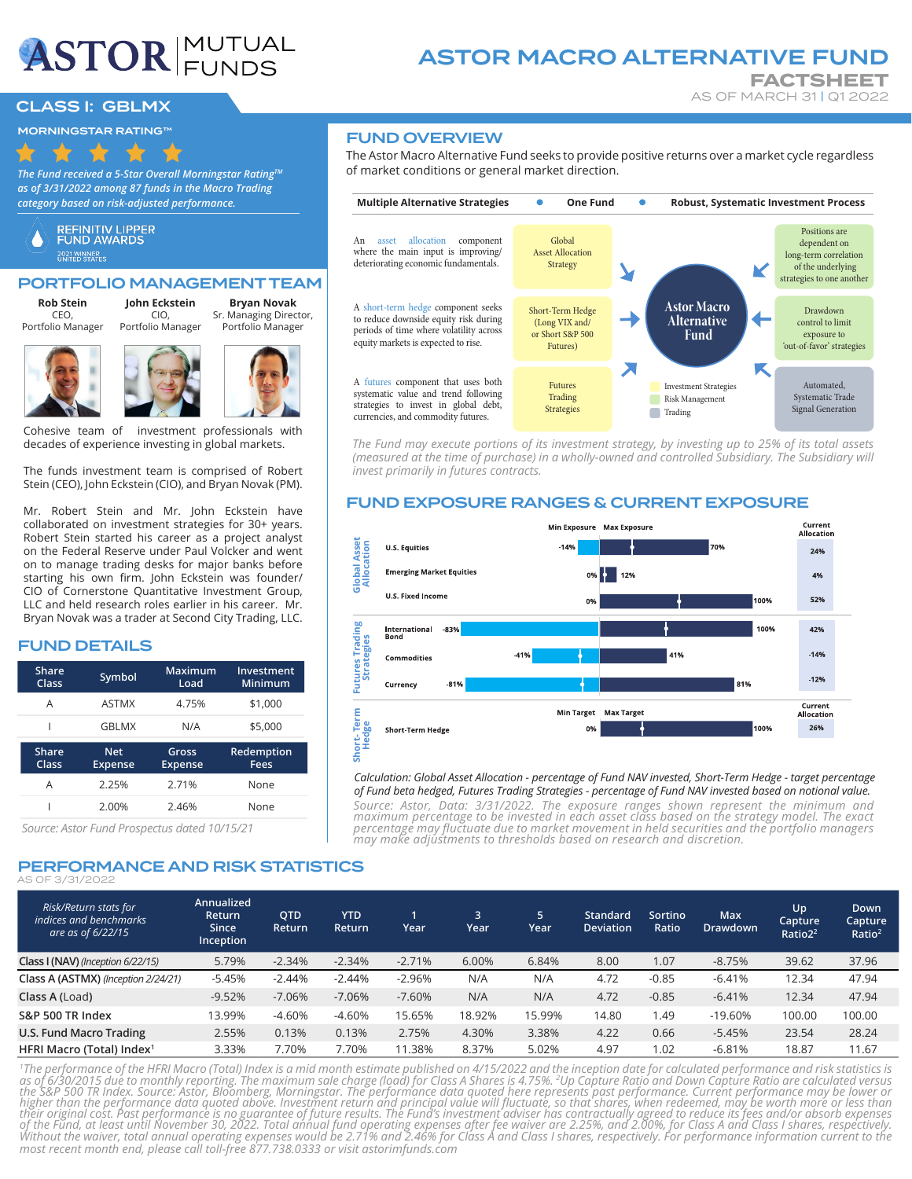# ASTOR MUTUAL FUNDS

# ASTOR MACRO ALTERNATIVE FUND

## FACTSHEET

AS OF MARCH 31 | Q1 2022

## CLASS I: GBLMX

### MORNINGSTAR RATING™

★★★★★

*The Fund received a 5-Star Overall Morningstar Rating™ as of 3/31/2022 among 87 funds in the Macro Trading category based on risk-adjusted performance.*

REFINITIV LIPPER FUND AWARDS 2021 WINNER UNITED STATES

## PORTFOLIO MANAGEMENT TEAM

**Rob Stein** — CEO, Portfolio Manager

**John Eckstein** — CIO, Portfolio Manager

**Bryan Novak** — Sr. Managing Director, Portfolio Manager

Cohesive team of investment professionals with decades of experience investing in global markets.

The funds investment team is comprised of Robert Stein (CEO), John Eckstein (CIO), and Bryan Novak (PM).

Mr. Robert Stein and Mr. John Eckstein have collaborated on investment strategies for 30+ years. Robert Stein started his career as a project analyst on the Federal Reserve under Paul Volcker and went on to manage trading desks for major banks before starting his own firm. John Eckstein was founder/ CIO of Cornerstone Quantitative Investment Group, LLC and held research roles earlier in his career. Mr. Bryan Novak was a trader at Second City Trading, LLC.

## FUND DETAILS

| Share Class | Symbol | Maximum Load | Investment Minimum |
|---|---|---|---|
| A | ASTMX | 4.75% | $1,000 |
| I | GBLMX | N/A | $5,000 |

| Share Class | Net Expense | Gross Expense | Redemption Fees |
|---|---|---|---|
| A | 2.25% | 2.71% | None |
| I | 2.00% | 2.46% | None |

*Source: Astor Fund Prospectus dated 10/15/21*

## FUND OVERVIEW

The Astor Macro Alternative Fund seeks to provide positive returns over a market cycle regardless of market conditions or general market direction.

**Multiple Alternative Strategies • One Fund • Robust, Systematic Investment Process**

An asset allocation component where the main input is improving/ deteriorating economic fundamentals.

A short-term hedge component seeks to reduce downside equity risk during periods of time where volatility across equity markets is expected to rise.

A futures component that uses both systematic value and trend following strategies to invest in global debt, currencies, and commodity futures.

- Global Asset Allocation Strategy
- Short-Term Hedge (Long VIX and/ or Short S&P 500 Futures)
- Futures Trading Strategies

**Astor Macro Alternative Fund**

- Positions are dependent on long-term correlation of the underlying strategies to one another
- Drawdown control to limit exposure to 'out-of-favor' strategies
- Automated, Systematic Trade Signal Generation

Legend: Investment Strategies; Risk Management; Trading

*The Fund may execute portions of its investment strategy, by investing up to 25% of its total assets (measured at the time of purchase) in a wholly-owned and controlled Subsidiary. The Subsidiary will invest primarily in futures contracts.*

## FUND EXPOSURE RANGES & CURRENT EXPOSURE

| Category | Asset | Min Exposure | Max Exposure | Current Allocation |
|---|---|---|---|---|
| Global Asset Allocation | U.S. Equities | -14% | 70% | 24% |
| | Emerging Market Equities | 0% | 12% | 4% |
| | U.S. Fixed Income | 0% | 100% | 52% |
| Futures Trading Strategies | International Bond | -83% | 100% | 42% |
| | Commodities | -41% | 41% | -14% |
| | Currency | -81% | 81% | -12% |

| Category | Asset | Min Target | Max Target | Current Allocation |
|---|---|---|---|---|
| Short-Term Hedge | Short-Term Hedge | 0% | 100% | 26% |

*Calculation: Global Asset Allocation - percentage of Fund NAV invested, Short-Term Hedge - target percentage of Fund beta hedged, Futures Trading Strategies - percentage of Fund NAV invested based on notional value.*

*Source: Astor, Data: 3/31/2022. The exposure ranges shown represent the minimum and maximum percentage to be invested in each asset class based on the strategy model. The exact percentage may fluctuate due to market movement in held securities and the portfolio managers may make adjustments to thresholds based on research and discretion.*

## PERFORMANCE AND RISK STATISTICS

AS OF 3/31/2022

| *Risk/Return stats for indices and benchmarks are as of 6/22/15* | Annualized Return Since Inception | QTD Return | YTD Return | 1 Year | 3 Year | 5 Year | Standard Deviation | Sortino Ratio | Max Drawdown | Up Capture Ratio[2] | Down Capture Ratio[2] |
|---|---|---|---|---|---|---|---|---|---|---|---|
| **Class I (NAV)** *(Inception 6/22/15)* | 5.79% | -2.34% | -2.34% | -2.71% | 6.00% | 6.84% | 8.00 | 1.07 | -8.75% | 39.62 | 37.96 |
| **Class A (ASTMX)** *(Inception 2/24/21)* | -5.45% | -2.44% | -2.44% | -2.96% | N/A | N/A | 4.72 | -0.85 | -6.41% | 12.34 | 47.94 |
| **Class A** (Load) | -9.52% | -7.06% | -7.06% | -7.60% | N/A | N/A | 4.72 | -0.85 | -6.41% | 12.34 | 47.94 |
| **S&P 500 TR Index** | 13.99% | -4.60% | -4.60% | 15.65% | 18.92% | 15.99% | 14.80 | 1.49 | -19.60% | 100.00 | 100.00 |
| **U.S. Fund Macro Trading** | 2.55% | 0.13% | 0.13% | 2.75% | 4.30% | 3.38% | 4.22 | 0.66 | -5.45% | 23.54 | 28.24 |
| **HFRI Macro (Total) Index**[1] | 3.33% | 7.70% | 7.70% | 11.38% | 8.37% | 5.02% | 4.97 | 1.02 | -6.81% | 18.87 | 11.67 |

*[1]The performance of the HFRI Macro (Total) Index is a mid month estimate published on 4/15/2022 and the inception date for calculated performance and risk statistics is as of 6/30/2015 due to monthly reporting. The maximum sale charge (load) for Class A Shares is 4.75%. [2]Up Capture Ratio and Down Capture Ratio are calculated versus the S&P 500 TR Index. Source: Astor, Bloomberg, Morningstar. The performance data quoted here represents past performance. Current performance may be lower or higher than the performance data quoted above. Investment return and principal value will fluctuate, so that shares, when redeemed, may be worth more or less than their original cost. Past performance is no guarantee of future results. The Fund's investment adviser has contractually agreed to reduce its fees and/or absorb expenses of the Fund, at least until November 30, 2022. Total annual fund operating expenses after fee waiver are 2.25%, and 2.00%, for Class A and Class I shares, respectively. Without the waiver, total annual operating expenses would be 2.71% and 2.46% for Class A and Class I shares, respectively. For performance information current to the most recent month end, please call toll-free 877.738.0333 or visit astorimfunds.com*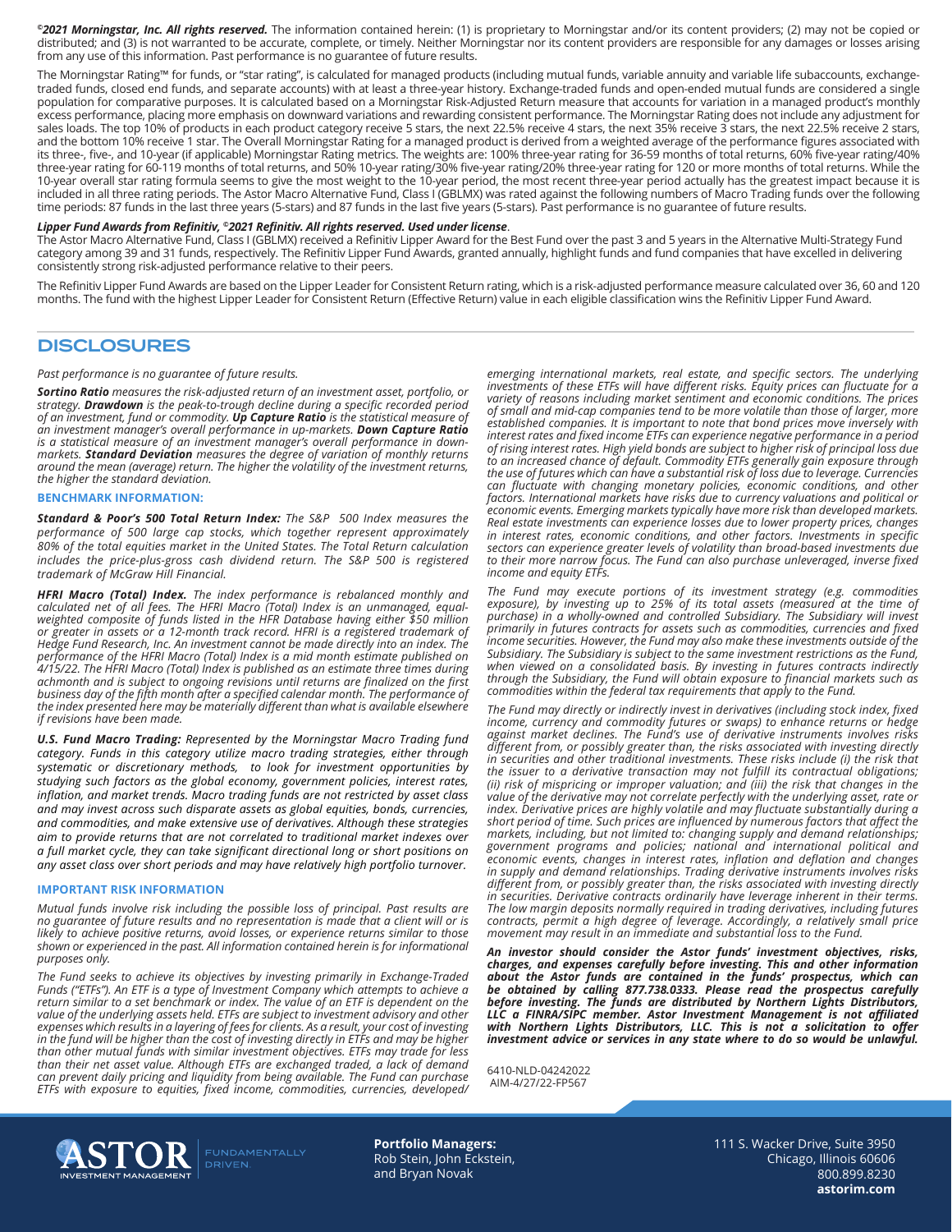**©2021 Morningstar, Inc. All rights reserved.** The information contained herein: (1) is proprietary to Morningstar and/or its content providers; (2) may not be copied or distributed; and (3) is not warranted to be accurate, complete, or timely. Neither Morningstar nor its content providers are responsible for any damages or losses arising from any use of this information. Past performance is no guarantee of future results.

The Morningstar Rating™ for funds, or "star rating", is calculated for managed products (including mutual funds, variable annuity and variable life subaccounts, exchange-traded funds, closed end funds, and separate accounts) with at least a three-year history. Exchange-traded funds and open-ended mutual funds are considered a single population for comparative purposes. It is calculated based on a Morningstar Risk-Adjusted Return measure that accounts for variation in a managed product's monthly excess performance, placing more emphasis on downward variations and rewarding consistent performance. The Morningstar Rating does not include any adjustment for sales loads. The top 10% of products in each product category receive 5 stars, the next 22.5% receive 4 stars, the next 35% receive 3 stars, the next 22.5% receive 2 stars, and the bottom 10% receive 1 star. The Overall Morningstar Rating for a managed product is derived from a weighted average of the performance figures associated with its three-, five-, and 10-year (if applicable) Morningstar Rating metrics. The weights are: 100% three-year rating for 36-59 months of total returns, 60% five-year rating/40% three-year rating for 60-119 months of total returns, and 50% 10-year rating/30% five-year rating/20% three-year rating for 120 or more months of total returns. While the 10-year overall star rating formula seems to give the most weight to the 10-year period, the most recent three-year period actually has the greatest impact because it is included in all three rating periods. The Astor Macro Alternative Fund, Class I (GBLMX) was rated against the following numbers of Macro Trading funds over the following time periods: 87 funds in the last three years (5-stars) and 87 funds in the last five years (5-stars). Past performance is no guarantee of future results.

***Lipper Fund Awards from Refinitiv, ©2021 Refinitiv. All rights reserved. Used under license*.**
The Astor Macro Alternative Fund, Class I (GBLMX) received a Refinitiv Lipper Award for the Best Fund over the past 3 and 5 years in the Alternative Multi-Strategy Fund category among 39 and 31 funds, respectively. The Refinitiv Lipper Fund Awards, granted annually, highlight funds and fund companies that have excelled in delivering consistently strong risk-adjusted performance relative to their peers.

The Refinitiv Lipper Fund Awards are based on the Lipper Leader for Consistent Return rating, which is a risk-adjusted performance measure calculated over 36, 60 and 120 months. The fund with the highest Lipper Leader for Consistent Return (Effective Return) value in each eligible classification wins the Refinitiv Lipper Fund Award.

## DISCLOSURES

*Past performance is no guarantee of future results.*

***Sortino Ratio** measures the risk-adjusted return of an investment asset, portfolio, or strategy. **Drawdown** is the peak-to-trough decline during a specific recorded period of an investment, fund or commodity. **Up Capture Ratio** is the statistical measure of an investment manager's overall performance in up-markets. **Down Capture Ratio** is a statistical measure of an investment manager's overall performance in down-markets. **Standard Deviation** measures the degree of variation of monthly returns around the mean (average) return. The higher the volatility of the investment returns, the higher the standard deviation.*

### BENCHMARK INFORMATION:

***Standard & Poor's 500 Total Return Index:** The S&P 500 Index measures the performance of 500 large cap stocks, which together represent approximately 80% of the total equities market in the United States. The Total Return calculation includes the price-plus-gross cash dividend return. The S&P 500 is registered trademark of McGraw Hill Financial.*

***HFRI Macro (Total) Index.** The index performance is rebalanced monthly and calculated net of all fees. The HFRI Macro (Total) Index is an unmanaged, equal-weighted composite of funds listed in the HFR Database having either $50 million or greater in assets or a 12-month track record. HFRI is a registered trademark of Hedge Fund Research, Inc. An investment cannot be made directly into an index. The performance of the HFRI Macro (Total) Index is a mid month estimate published on 4/15/22. The HFRI Macro (Total) Index is published as an estimate three times during achmonth and is subject to ongoing revisions until returns are finalized on the first business day of the fifth month after a specified calendar month. The performance of the index presented here may be materially different than what is available elsewhere if revisions have been made.*

***U.S. Fund Macro Trading:** Represented by the Morningstar Macro Trading fund category. Funds in this category utilize macro trading strategies, either through systematic or discretionary methods, to look for investment opportunities by studying such factors as the global economy, government policies, interest rates, inflation, and market trends. Macro trading funds are not restricted by asset class and may invest across such disparate assets as global equities, bonds, currencies, and commodities, and make extensive use of derivatives. Although these strategies aim to provide returns that are not correlated to traditional market indexes over a full market cycle, they can take significant directional long or short positions on any asset class over short periods and may have relatively high portfolio turnover.*

### IMPORTANT RISK INFORMATION

*Mutual funds involve risk including the possible loss of principal. Past results are no guarantee of future results and no representation is made that a client will or is likely to achieve positive returns, avoid losses, or experience returns similar to those shown or experienced in the past. All information contained herein is for informational purposes only.*

*The Fund seeks to achieve its objectives by investing primarily in Exchange-Traded Funds ("ETFs"). An ETF is a type of Investment Company which attempts to achieve a return similar to a set benchmark or index. The value of an ETF is dependent on the value of the underlying assets held. ETFs are subject to investment advisory and other expenses which results in a layering of fees for clients. As a result, your cost of investing in the fund will be higher than the cost of investing directly in ETFs and may be higher than other mutual funds with similar investment objectives. ETFs may trade for less than their net asset value. Although ETFs are exchanged traded, a lack of demand can prevent daily pricing and liquidity from being available. The Fund can purchase ETFs with exposure to equities, fixed income, commodities, currencies, developed/emerging international markets, real estate, and specific sectors. The underlying investments of these ETFs will have different risks. Equity prices can fluctuate for a variety of reasons including market sentiment and economic conditions. The prices of small and mid-cap companies tend to be more volatile than those of larger, more established companies. It is important to note that bond prices move inversely with interest rates and fixed income ETFs can experience negative performance in a period of rising interest rates. High yield bonds are subject to higher risk of principal loss due to an increased chance of default. Commodity ETFs generally gain exposure through the use of futures which can have a substantial risk of loss due to leverage. Currencies can fluctuate with changing monetary policies, economic conditions, and other factors. International markets have risks due to currency valuations and political or economic events. Emerging markets typically have more risk than developed markets. Real estate investments can experience losses due to lower property prices, changes in interest rates, economic conditions, and other factors. Investments in specific sectors can experience greater levels of volatility than broad-based investments due to their more narrow focus. The Fund can also purchase unleveraged, inverse fixed income and equity ETFs.*

*The Fund may execute portions of its investment strategy (e.g. commodities exposure), by investing up to 25% of its total assets (measured at the time of purchase) in a wholly-owned and controlled Subsidiary. The Subsidiary will invest primarily in futures contracts for assets such as commodities, currencies and fixed income securities. However, the Fund may also make these investments outside of the Subsidiary. The Subsidiary is subject to the same investment restrictions as the Fund, when viewed on a consolidated basis. By investing in futures contracts indirectly through the Subsidiary, the Fund will obtain exposure to financial markets such as commodities within the federal tax requirements that apply to the Fund.*

*The Fund may directly or indirectly invest in derivatives (including stock index, fixed income, currency and commodity futures or swaps) to enhance returns or hedge against market declines. The Fund's use of derivative instruments involves risks different from, or possibly greater than, the risks associated with investing directly in securities and other traditional investments. These risks include (i) the risk that the issuer to a derivative transaction may not fulfill its contractual obligations; (ii) risk of mispricing or improper valuation; and (iii) the risk that changes in the value of the derivative may not correlate perfectly with the underlying asset, rate or index. Derivative prices are highly volatile and may fluctuate substantially during a short period of time. Such prices are influenced by numerous factors that affect the markets, including, but not limited to: changing supply and demand relationships; government programs and policies; national and international political and economic events, changes in interest rates, inflation and deflation and changes in supply and demand relationships. Trading derivative instruments involves risks different from, or possibly greater than, the risks associated with investing directly in securities. Derivative contracts ordinarily have leverage inherent in their terms. The low margin deposits normally required in trading derivatives, including futures contracts, permit a high degree of leverage. Accordingly, a relatively small price movement may result in an immediate and substantial loss to the Fund.*

***An investor should consider the Astor funds' investment objectives, risks, charges, and expenses carefully before investing. This and other information about the Astor funds are contained in the funds' prospectus, which can be obtained by calling 877.738.0333. Please read the prospectus carefully before investing. The funds are distributed by Northern Lights Distributors, LLC a FINRA/SIPC member. Astor Investment Management is not affiliated with Northern Lights Distributors, LLC. This is not a solicitation to offer investment advice or services in any state where to do so would be unlawful.***

6410-NLD-04242022
AIM-4/27/22-FP567

ASTOR INVESTMENT MANAGEMENT | FUNDAMENTALLY DRIVEN.

**Portfolio Managers:**
Rob Stein, John Eckstein, and Bryan Novak

111 S. Wacker Drive, Suite 3950
Chicago, Illinois 60606
800.899.8230
**astorim.com**